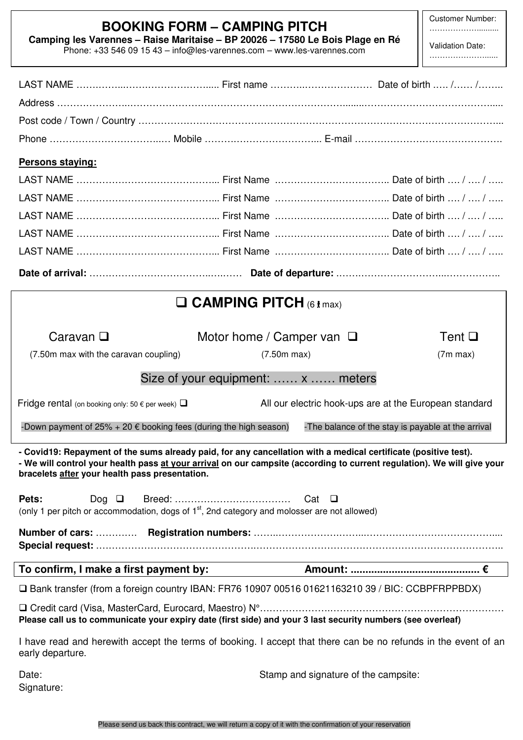# BOOKING FORM – CAMPING PITCH

**Camping les Varennes – Raise Maritaise – BP 20026 – 17580 Le Bois Plage en Ré**

Phone: +33 546 09 15 43 – info@les-varennes.com – www.les-varennes.com

Customer Number: ……………………..

Validation Date: ……………………..

LAST NAME ……………………………………… First name ……………………… Date of birth ….. /…… /……..

Address ………………………………………………………………………………………………………………….

Post code / Town / Country ……………………………………………………………………………………………

Phone ………………………………. Mobile ……………………………….. E-mail ……………………………………….

**Persons staying:**

LAST NAME …………………………………….. First Name …………………………….. Date of birth …. / …. / …..

LAST NAME …………………………………….. First Name …………………………….. Date of birth …. / …. / …..

LAST NAME …………………………………….. First Name …………………………….. Date of birth …. / …. / …..

LAST NAME …………………………………….. First Name …………………………….. Date of birth …. / …. / …..

LAST NAME …………………………………….. First Name …………………………….. Date of birth …. / …. / …..

**Date of arrival:** ……………………………………… **Date of departure:** ………………………………………….

## ❑ CAMPING PITCH (6 max)

Caravan ❑ (7.50m max with the caravan coupling)

Motor home / Camper van ❑ (7.50m max)

Tent ❑ (7m max)

Size of your equipment: …… x …… meters

Fridge rental (on booking only: 50 € per week) ❑

All our electric hook-ups are at the European standard

-Down payment of 25% + 20 € booking fees (during the high season)

-The balance of the stay is payable at the arrival

**- Covid19: Repayment of the sums already paid, for any cancellation with a medical certificate (positive test).**
**- We will control your health pass at your arrival on our campsite (according to current regulation). We will give your bracelets after your health pass presentation.**

**Pets:** Dog ❑ Breed: ……………………………… Cat ❑
(only 1 per pitch or accommodation, dogs of 1st, 2nd category and molosser are not allowed)

**Number of cars:** ………… **Registration numbers:** ………………………………………………………………….
**Special request:** ……………………………………………………………………………………………………………..

**To confirm, I make a first payment by:** **Amount: ........................................... €**

❑ Bank transfer (from a foreign country IBAN: FR76 10907 00516 01621163210 39 / BIC: CCBPFRPPBDX)

❑ Credit card (Visa, MasterCard, Eurocard, Maestro) N°……………………………………………………………………
**Please call us to communicate your expiry date (first side) and your 3 last security numbers (see overleaf)**

I have read and herewith accept the terms of booking. I accept that there can be no refunds in the event of an early departure.

Date:

Signature:

Stamp and signature of the campsite:

Please send us back this contract, we will return a copy of it with the confirmation of your reservation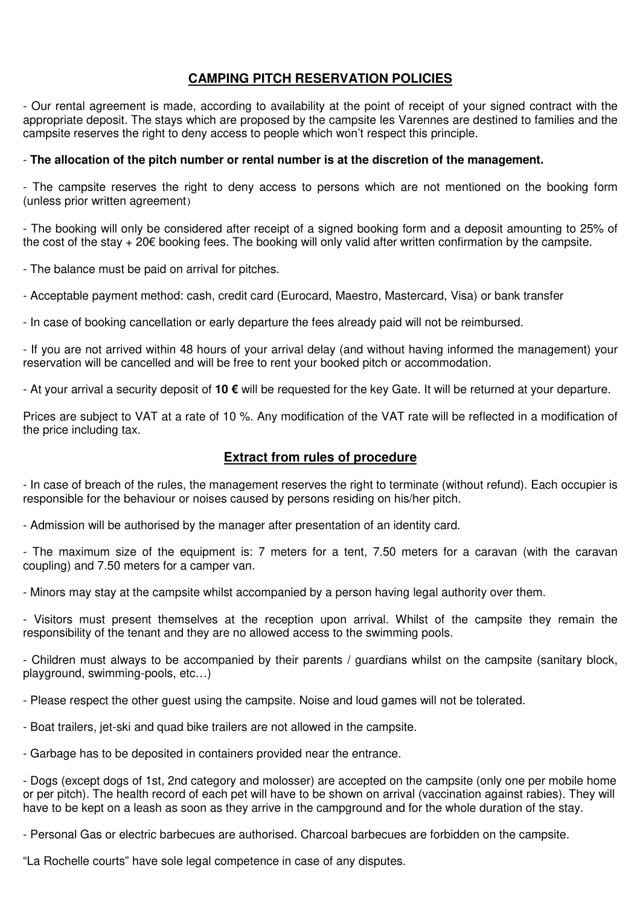## CAMPING PITCH RESERVATION POLICIES

- Our rental agreement is made, according to availability at the point of receipt of your signed contract with the appropriate deposit. The stays which are proposed by the campsite les Varennes are destined to families and the campsite reserves the right to deny access to people which won't respect this principle.

- **The allocation of the pitch number or rental number is at the discretion of the management.**

- The campsite reserves the right to deny access to persons which are not mentioned on the booking form (unless prior written agreement)

- The booking will only be considered after receipt of a signed booking form and a deposit amounting to 25% of the cost of the stay + 20€ booking fees. The booking will only valid after written confirmation by the campsite.

- The balance must be paid on arrival for pitches.

- Acceptable payment method: cash, credit card (Eurocard, Maestro, Mastercard, Visa) or bank transfer

- In case of booking cancellation or early departure the fees already paid will not be reimbursed.

- If you are not arrived within 48 hours of your arrival delay (and without having informed the management) your reservation will be cancelled and will be free to rent your booked pitch or accommodation.

- At your arrival a security deposit of **10 €** will be requested for the key Gate. It will be returned at your departure.

Prices are subject to VAT at a rate of 10 %. Any modification of the VAT rate will be reflected in a modification of the price including tax.

## Extract from rules of procedure

- In case of breach of the rules, the management reserves the right to terminate (without refund). Each occupier is responsible for the behaviour or noises caused by persons residing on his/her pitch.

- Admission will be authorised by the manager after presentation of an identity card.

- The maximum size of the equipment is: 7 meters for a tent, 7.50 meters for a caravan (with the caravan coupling) and 7.50 meters for a camper van.

- Minors may stay at the campsite whilst accompanied by a person having legal authority over them.

- Visitors must present themselves at the reception upon arrival. Whilst of the campsite they remain the responsibility of the tenant and they are no allowed access to the swimming pools.

- Children must always to be accompanied by their parents / guardians whilst on the campsite (sanitary block, playground, swimming-pools, etc…)

- Please respect the other guest using the campsite. Noise and loud games will not be tolerated.

- Boat trailers, jet-ski and quad bike trailers are not allowed in the campsite.

- Garbage has to be deposited in containers provided near the entrance.

- Dogs (except dogs of 1st, 2nd category and molosser) are accepted on the campsite (only one per mobile home or per pitch). The health record of each pet will have to be shown on arrival (vaccination against rabies). They will have to be kept on a leash as soon as they arrive in the campground and for the whole duration of the stay.

- Personal Gas or electric barbecues are authorised. Charcoal barbecues are forbidden on the campsite.

"La Rochelle courts" have sole legal competence in case of any disputes.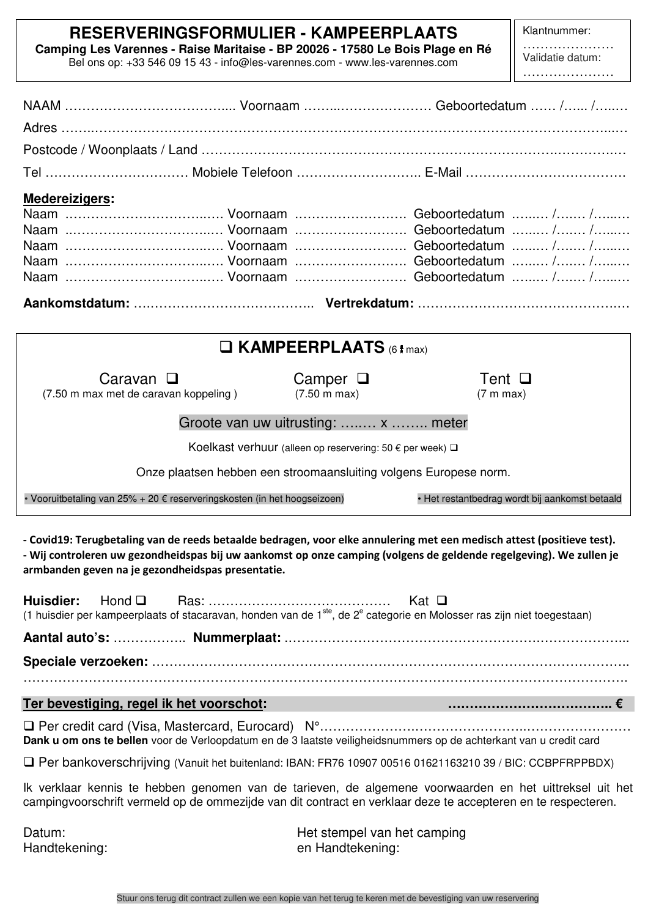# RESERVERINGSFORMULIER - KAMPEERPLAATS

**Camping Les Varennes - Raise Maritaise - BP 20026 - 17580 Le Bois Plage en Ré**

Bel ons op: +33 546 09 15 43 - info@les-varennes.com - www.les-varennes.com

Klantnummer: …………………

Validatie datum: …………………

NAAM ……………………………….... Voornaam ……...………………… Geboortedatum …… /….. /…..…

Adres ……..……………………………………………………………………………………………………..…

Postcode / Woonplaats / Land ………………………………………………………………….……………….…

Tel …………………………… Mobiele Telefoon ……………………….. E-Mail ………………………………

**Medereizigers:**

Naam ………………………….…. Voornaam ……………………. Geboortedatum …..… /….… /…..…
Naam ………………………….…. Voornaam ……………………. Geboortedatum …..… /….… /…..…
Naam ………………………….…. Voornaam ……………………. Geboortedatum …..… /….… /…..…
Naam ………………………….…. Voornaam ……………………. Geboortedatum …..… /….… /…..…
Naam ………………………….…. Voornaam ……………………. Geboortedatum …..… /….… /…..…

**Aankomstdatum:** …..……………………………….. **Vertrekdatum:** ……………………………………….…

## ❑ KAMPEERPLAATS (6 max)

Caravan ❑ (7.50 m max met de caravan koppeling )

Camper ❑ (7.50 m max)

Tent ❑ (7 m max)

Groote van uw uitrusting: …..… x …….. meter

Koelkast verhuur (alleen op reservering: 50 € per week) ❑

Onze plaatsen hebben een stroomaansluiting volgens Europese norm.

• Vooruitbetaling van 25% + 20 € reserveringskosten (in het hoogseizoen)

• Het restantbedrag wordt bij aankomst betaald

**- Covid19: Terugbetaling van de reeds betaalde bedragen, voor elke annulering met een medisch attest (positieve test).**
**- Wij controleren uw gezondheidspas bij uw aankomst op onze camping (volgens de geldende regelgeving). We zullen je armbanden geven na je gezondheidspas presentatie.**

**Huisdier:** Hond ❑ Ras: …………………………………… Kat ❑
(1 huisdier per kampeerplaats of stacaravan, honden van de 1ste, de 2e categorie en Molosser ras zijn niet toegestaan)

**Aantal auto's:** …………….. **Nummerplaat:** ……………………………………………………………………..

**Speciale verzoeken:** ……………………………………………………………………………………………..
…………………………………………………………………………………………………………………….

**Ter bevestiging, regel ik het voorschot:** ……………………………….. **€**

❑ Per credit card (Visa, Mastercard, Eurocard) N°……………………………………………………………
**Dank u om ons te bellen** voor de Verloopdatum en de 3 laatste veiligheidsnummers op de achterkant van u credit card

❑ Per bankoverschrijving (Vanuit het buitenland: IBAN: FR76 10907 00516 01621163210 39 / BIC: CCBPFRPPBDX)

Ik verklaar kennis te hebben genomen van de tarieven, de algemene voorwaarden en het uittreksel uit het campingvoorschrift vermeld op de ommezijde van dit contract en verklaar deze te accepteren en te respecteren.

Datum:
Handtekening:

Het stempel van het camping
en Handtekening:

Stuur ons terug dit contract zullen we een kopie van het terug te keren met de bevestiging van uw reservering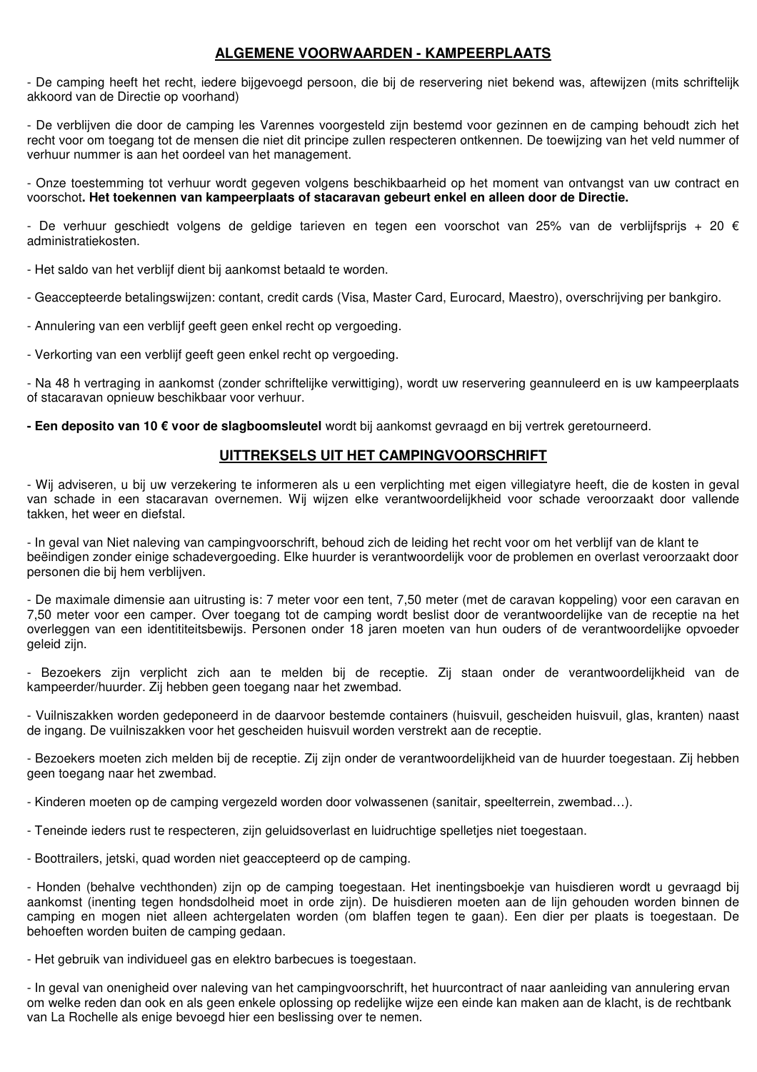## ALGEMENE VOORWAARDEN - KAMPEERPLAATS

- De camping heeft het recht, iedere bijgevoegd persoon, die bij de reservering niet bekend was, aftewijzen (mits schriftelijk akkoord van de Directie op voorhand)

- De verblijven die door de camping les Varennes voorgesteld zijn bestemd voor gezinnen en de camping behoudt zich het recht voor om toegang tot de mensen die niet dit principe zullen respecteren ontkennen. De toewijzing van het veld nummer of verhuur nummer is aan het oordeel van het management.

- Onze toestemming tot verhuur wordt gegeven volgens beschikbaarheid op het moment van ontvangst van uw contract en voorschot**. Het toekennen van kampeerplaats of stacaravan gebeurt enkel en alleen door de Directie.**

- De verhuur geschiedt volgens de geldige tarieven en tegen een voorschot van 25% van de verblijfsprijs + 20 € administratiekosten.

- Het saldo van het verblijf dient bij aankomst betaald te worden.

- Geaccepteerde betalingswijzen: contant, credit cards (Visa, Master Card, Eurocard, Maestro), overschrijving per bankgiro.

- Annulering van een verblijf geeft geen enkel recht op vergoeding.

- Verkorting van een verblijf geeft geen enkel recht op vergoeding.

- Na 48 h vertraging in aankomst (zonder schriftelijke verwittiging), wordt uw reservering geannuleerd en is uw kampeerplaats of stacaravan opnieuw beschikbaar voor verhuur.

**- Een deposito van 10 € voor de slagboomsleutel** wordt bij aankomst gevraagd en bij vertrek geretourneerd.

## UITTREKSELS UIT HET CAMPINGVOORSCHRIFT

- Wij adviseren, u bij uw verzekering te informeren als u een verplichting met eigen villegiatyre heeft, die de kosten in geval van schade in een stacaravan overnemen. Wij wijzen elke verantwoordelijkheid voor schade veroorzaakt door vallende takken, het weer en diefstal.

- In geval van Niet naleving van campingvoorschrift, behoud zich de leiding het recht voor om het verblijf van de klant te beëindigen zonder einige schadevergoeding. Elke huurder is verantwoordelijk voor de problemen en overlast veroorzaakt door personen die bij hem verblijven.

- De maximale dimensie aan uitrusting is: 7 meter voor een tent, 7,50 meter (met de caravan koppeling) voor een caravan en 7,50 meter voor een camper. Over toegang tot de camping wordt beslist door de verantwoordelijke van de receptie na het overleggen van een identititeitsbewijs. Personen onder 18 jaren moeten van hun ouders of de verantwoordelijke opvoeder geleid zijn.

- Bezoekers zijn verplicht zich aan te melden bij de receptie. Zij staan onder de verantwoordelijkheid van de kampeerder/huurder. Zij hebben geen toegang naar het zwembad.

- Vuilniszakken worden gedeponeerd in de daarvoor bestemde containers (huisvuil, gescheiden huisvuil, glas, kranten) naast de ingang. De vuilniszakken voor het gescheiden huisvuil worden verstrekt aan de receptie.

- Bezoekers moeten zich melden bij de receptie. Zij zijn onder de verantwoordelijkheid van de huurder toegestaan. Zij hebben geen toegang naar het zwembad.

- Kinderen moeten op de camping vergezeld worden door volwassenen (sanitair, speelterrein, zwembad…).

- Teneinde ieders rust te respecteren, zijn geluidsoverlast en luidruchtige spelletjes niet toegestaan.

- Boottrailers, jetski, quad worden niet geaccepteerd op de camping.

- Honden (behalve vechthonden) zijn op de camping toegestaan. Het inentingsboekje van huisdieren wordt u gevraagd bij aankomst (inenting tegen hondsdolheid moet in orde zijn). De huisdieren moeten aan de lijn gehouden worden binnen de camping en mogen niet alleen achtergelaten worden (om blaffen tegen te gaan). Een dier per plaats is toegestaan. De behoeften worden buiten de camping gedaan.

- Het gebruik van individueel gas en elektro barbecues is toegestaan.

- In geval van onenigheid over naleving van het campingvoorschrift, het huurcontract of naar aanleiding van annulering ervan om welke reden dan ook en als geen enkele oplossing op redelijke wijze een einde kan maken aan de klacht, is de rechtbank van La Rochelle als enige bevoegd hier een beslissing over te nemen.